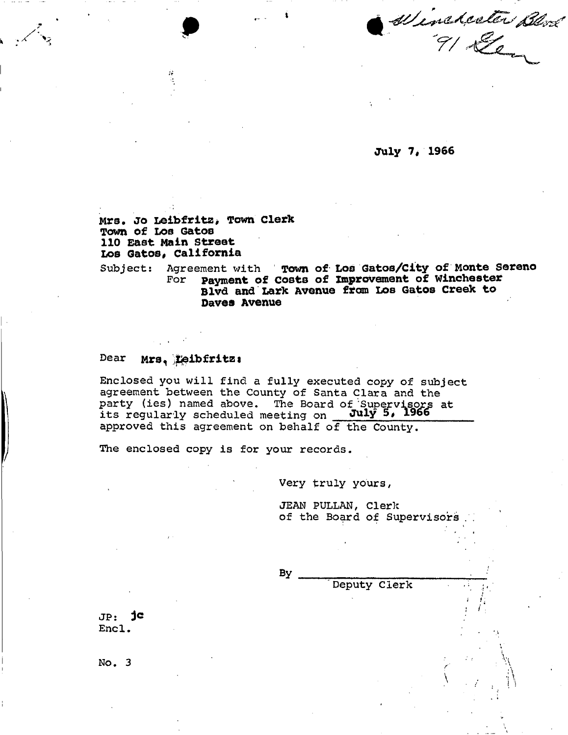Winchester Blvd
'91 Glen

July 7, 1966

Mrs. Jo Leibfritz, Town Clerk
Town of Los Gatos
110 East Main Street
Los Gatos, California

Subject: Agreement with **Town of Los Gatos/City of Monte Sereno**
For **Payment of Costs of Improvement of Winchester Blvd and Lark Avenue from Los Gatos Creek to Daves Avenue**

Dear **Mrs. Leibfritz:**

Enclosed you will find a fully executed copy of subject agreement between the County of Santa Clara and the party (ies) named above. The Board of Supervisors at its regularly scheduled meeting on **July 5, 1966** approved this agreement on behalf of the County.

The enclosed copy is for your records.

Very truly yours,

JEAN PULLAN, Clerk
of the Board of Supervisors

By ______________________
Deputy Clerk

JP: jc
Encl.

No. 3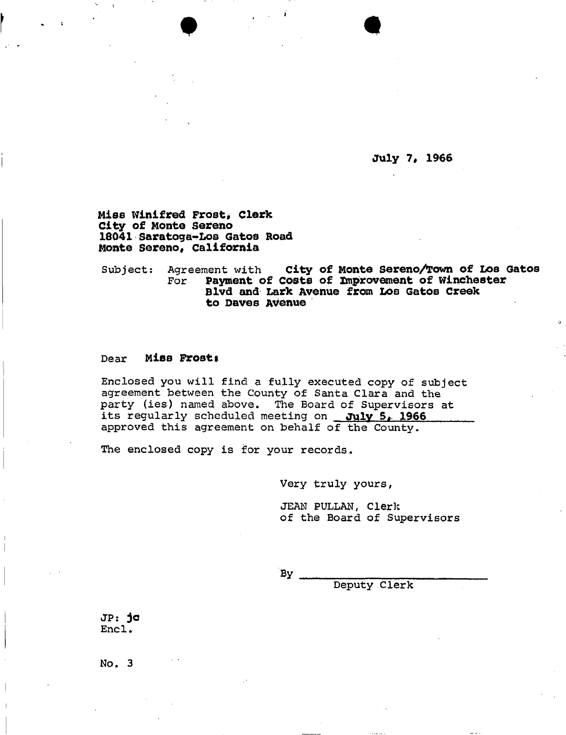July 7, 1966

**Miss Winifred Frost, Clerk**
**City of Monte Sereno**
**18041 Saratoga-Los Gatos Road**
**Monte Sereno, California**

Subject: Agreement with **City of Monte Sereno/Town of Los Gatos**
For **Payment of Costs of Improvement of Winchester Blvd and Lark Avenue from Los Gatos Creek to Daves Avenue**

Dear **Miss Frost:**

Enclosed you will find a fully executed copy of subject agreement between the County of Santa Clara and the party (ies) named above. The Board of Supervisors at its regularly scheduled meeting on **July 5, 1966** approved this agreement on behalf of the County.

The enclosed copy is for your records.

Very truly yours,

JEAN PULLAN, Clerk
of the Board of Supervisors

By ______________________
Deputy Clerk

JP: jc
Encl.

No. 3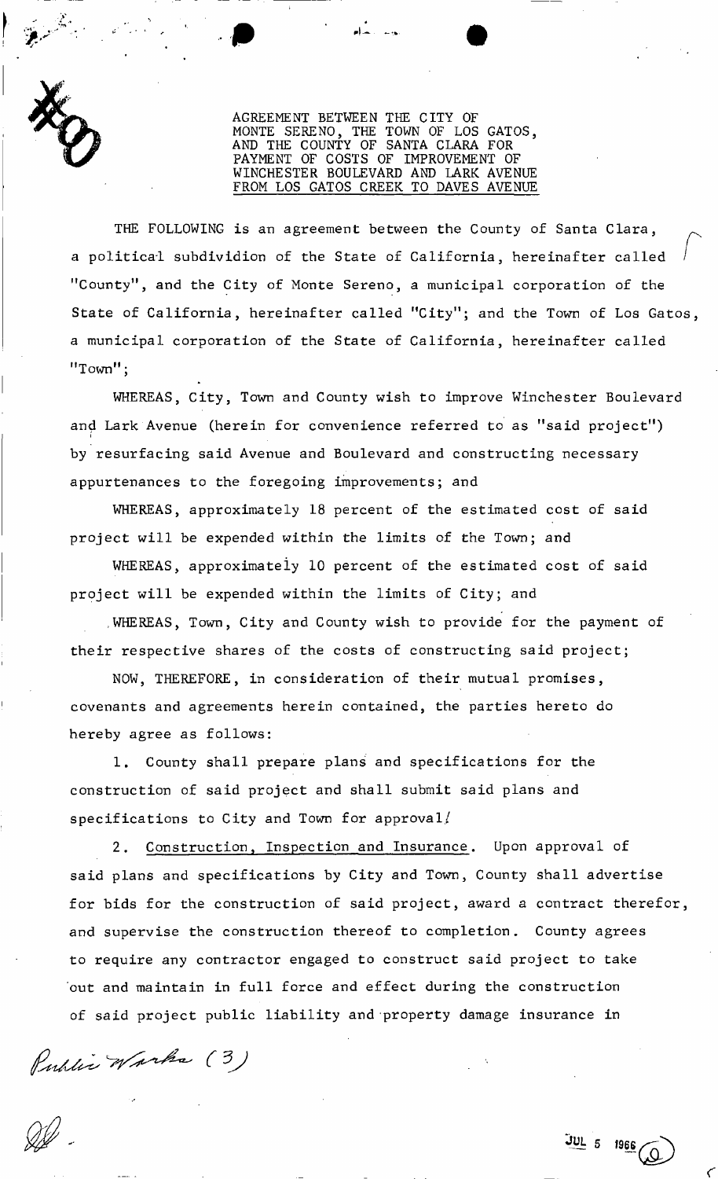AGREEMENT BETWEEN THE CITY OF MONTE SERENO, THE TOWN OF LOS GATOS, AND THE COUNTY OF SANTA CLARA FOR PAYMENT OF COSTS OF IMPROVEMENT OF WINCHESTER BOULEVARD AND LARK AVENUE FROM LOS GATOS CREEK TO DAVES AVENUE

THE FOLLOWING is an agreement between the County of Santa Clara, a political subdividion of the State of California, hereinafter called "County", and the City of Monte Sereno, a municipal corporation of the State of California, hereinafter called "City"; and the Town of Los Gatos, a municipal corporation of the State of California, hereinafter called "Town";

WHEREAS, City, Town and County wish to improve Winchester Boulevard and Lark Avenue (herein for convenience referred to as "said project") by resurfacing said Avenue and Boulevard and constructing necessary appurtenances to the foregoing improvements; and

WHEREAS, approximately 18 percent of the estimated cost of said project will be expended within the limits of the Town; and

WHEREAS, approximately 10 percent of the estimated cost of said project will be expended within the limits of City; and

WHEREAS, Town, City and County wish to provide for the payment of their respective shares of the costs of constructing said project;

NOW, THEREFORE, in consideration of their mutual promises, covenants and agreements herein contained, the parties hereto do hereby agree as follows:

1. County shall prepare plans and specifications for the construction of said project and shall submit said plans and specifications to City and Town for approval.

2. Construction, Inspection and Insurance. Upon approval of said plans and specifications by City and Town, County shall advertise for bids for the construction of said project, award a contract therefor, and supervise the construction thereof to completion. County agrees to require any contractor engaged to construct said project to take out and maintain in full force and effect during the construction of said project public liability and property damage insurance in

Public Works (3)

JUL 5 1966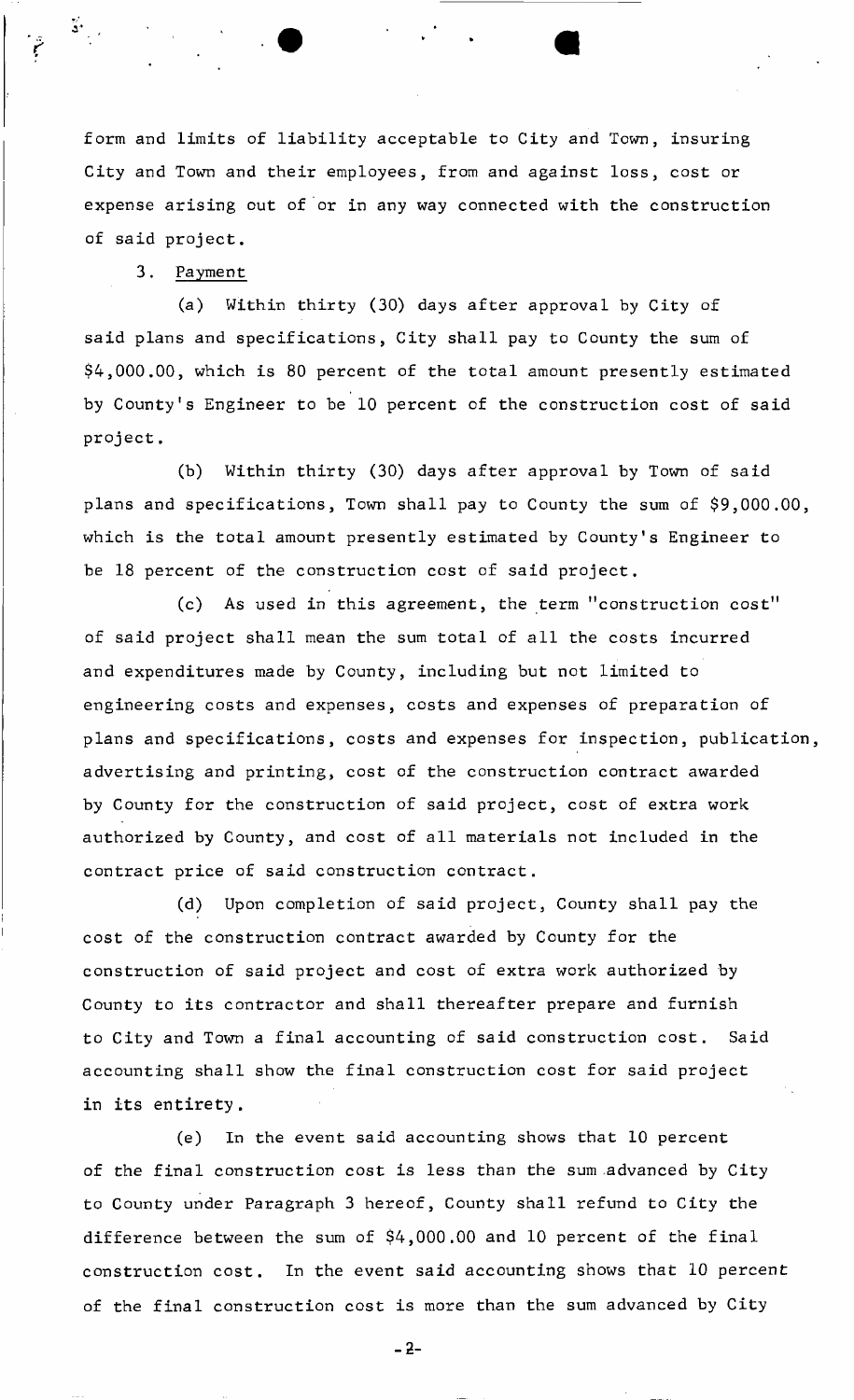form and limits of liability acceptable to City and Town, insuring City and Town and their employees, from and against loss, cost or expense arising out of or in any way connected with the construction of said project.

3. Payment

(a) Within thirty (30) days after approval by City of said plans and specifications, City shall pay to County the sum of $4,000.00, which is 80 percent of the total amount presently estimated by County's Engineer to be 10 percent of the construction cost of said project.

(b) Within thirty (30) days after approval by Town of said plans and specifications, Town shall pay to County the sum of $9,000.00, which is the total amount presently estimated by County's Engineer to be 18 percent of the construction cost of said project.

(c) As used in this agreement, the term "construction cost" of said project shall mean the sum total of all the costs incurred and expenditures made by County, including but not limited to engineering costs and expenses, costs and expenses of preparation of plans and specifications, costs and expenses for inspection, publication, advertising and printing, cost of the construction contract awarded by County for the construction of said project, cost of extra work authorized by County, and cost of all materials not included in the contract price of said construction contract.

(d) Upon completion of said project, County shall pay the cost of the construction contract awarded by County for the construction of said project and cost of extra work authorized by County to its contractor and shall thereafter prepare and furnish to City and Town a final accounting of said construction cost. Said accounting shall show the final construction cost for said project in its entirety.

(e) In the event said accounting shows that 10 percent of the final construction cost is less than the sum advanced by City to County under Paragraph 3 hereof, County shall refund to City the difference between the sum of $4,000.00 and 10 percent of the final construction cost. In the event said accounting shows that 10 percent of the final construction cost is more than the sum advanced by City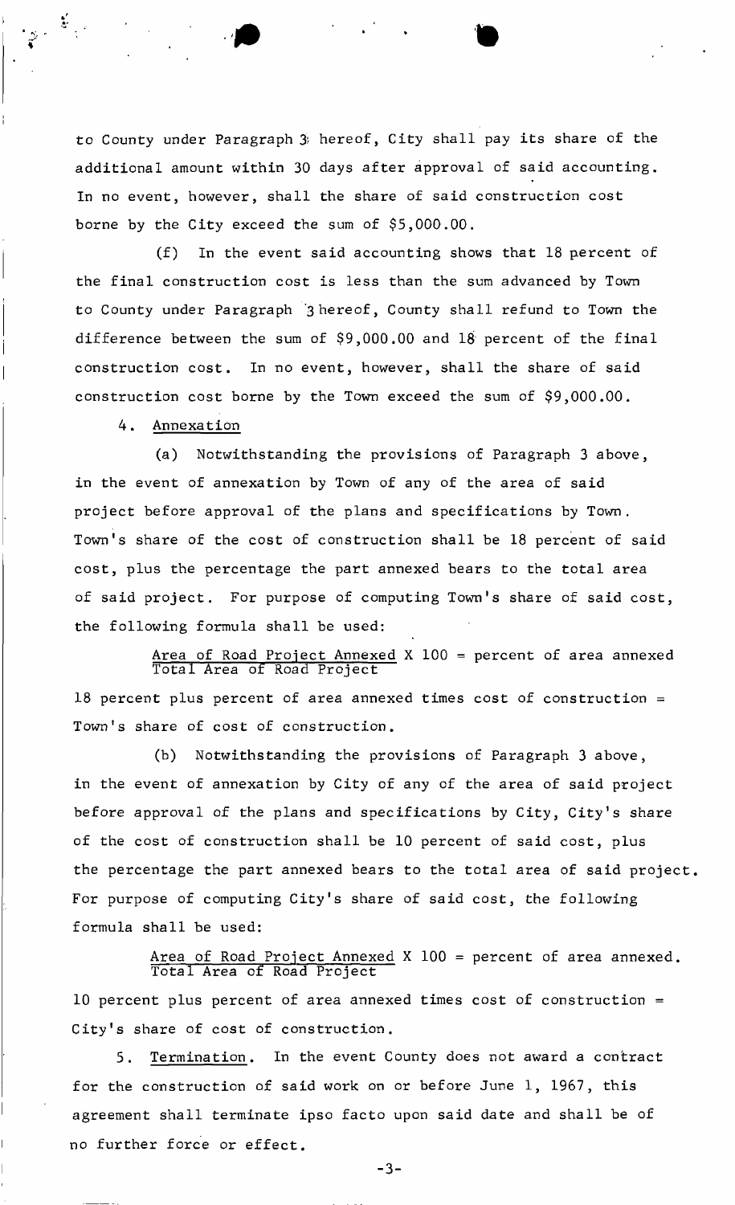to County under Paragraph 3 hereof, City shall pay its share of the additional amount within 30 days after approval of said accounting. In no event, however, shall the share of said construction cost borne by the City exceed the sum of $5,000.00.

(f) In the event said accounting shows that 18 percent of the final construction cost is less than the sum advanced by Town to County under Paragraph 3 hereof, County shall refund to Town the difference between the sum of $9,000.00 and 18 percent of the final construction cost. In no event, however, shall the share of said construction cost borne by the Town exceed the sum of $9,000.00.

4. Annexation

(a) Notwithstanding the provisions of Paragraph 3 above, in the event of annexation by Town of any of the area of said project before approval of the plans and specifications by Town. Town's share of the cost of construction shall be 18 percent of said cost, plus the percentage the part annexed bears to the total area of said project. For purpose of computing Town's share of said cost, the following formula shall be used:

$$\frac{\text{Area of Road Project Annexed}}{\text{Total Area of Road Project}} \times 100 = \text{percent of area annexed}$$

18 percent plus percent of area annexed times cost of construction = Town's share of cost of construction.

(b) Notwithstanding the provisions of Paragraph 3 above, in the event of annexation by City of any of the area of said project before approval of the plans and specifications by City, City's share of the cost of construction shall be 10 percent of said cost, plus the percentage the part annexed bears to the total area of said project. For purpose of computing City's share of said cost, the following formula shall be used:

$$\frac{\text{Area of Road Project Annexed}}{\text{Total Area of Road Project}} \times 100 = \text{percent of area annexed.}$$

10 percent plus percent of area annexed times cost of construction = City's share of cost of construction.

5. Termination. In the event County does not award a contract for the construction of said work on or before June 1, 1967, this agreement shall terminate ipso facto upon said date and shall be of no further force or effect.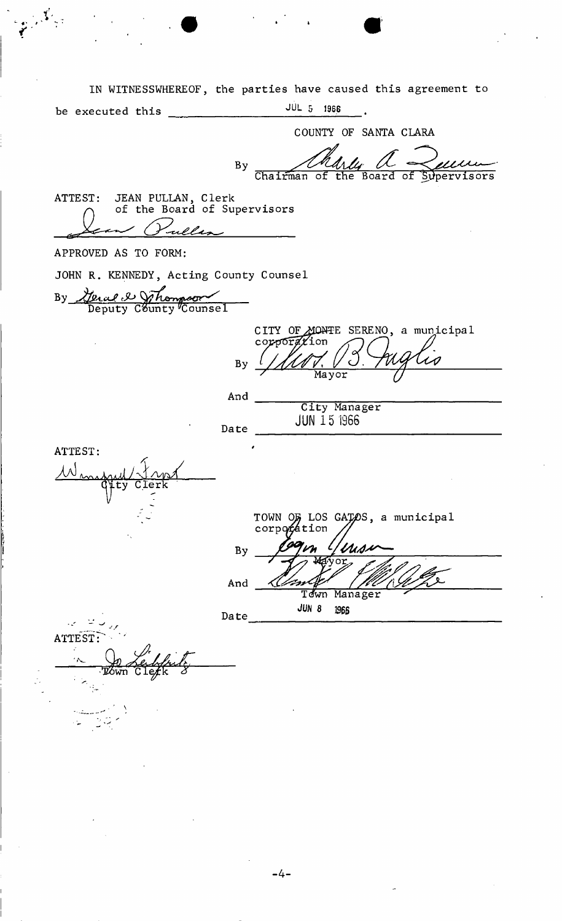IN WITNESSWHEREOF, the parties have caused this agreement to be executed this JUL 5 1966.

COUNTY OF SANTA CLARA

By Charles A. Quinn
Chairman of the Board of Supervisors

ATTEST: JEAN PULLAN, Clerk
of the Board of Supervisors

Jean Pullan

APPROVED AS TO FORM:

JOHN R. KENNEDY, Acting County Counsel

By Gerald J. Thompson
Deputy County Counsel

CITY OF MONTE SERENO, a municipal corporation

By Albert B. Ingliss
Mayor

And ______________________
City Manager

Date JUN 15 1966

ATTEST:

Winifred Frost
City Clerk

TOWN OF LOS GATOS, a municipal corporation

By Egon Jensen
Mayor

And ______________________
Town Manager

Date JUN 8 1966

ATTEST:

Jo Leddy
Town Clerk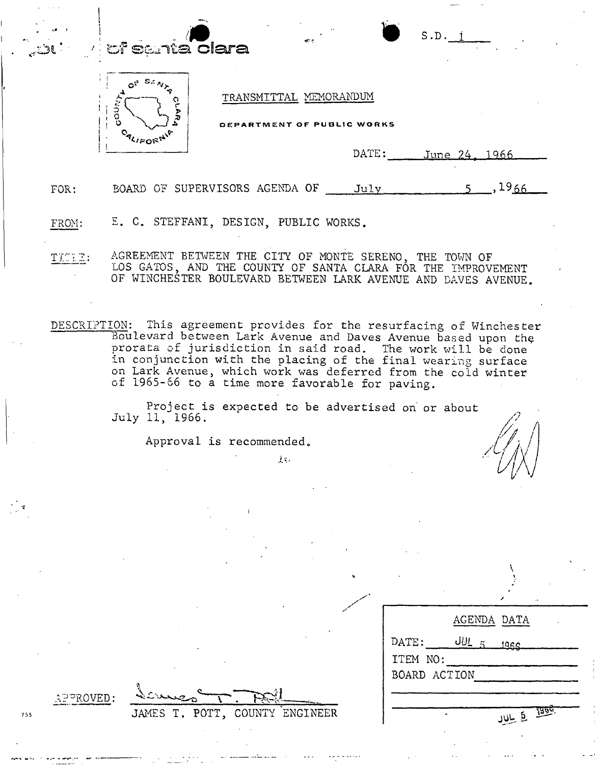County of Santa Clara

S.D. 1

COUNTY OF SANTA CLARA CALIFORNIA

TRANSMITTAL MEMORANDUM

DEPARTMENT OF PUBLIC WORKS

DATE: June 24, 1966

FOR: BOARD OF SUPERVISORS AGENDA OF July 5, 1966

FROM: E. C. STEFFANI, DESIGN, PUBLIC WORKS.

TITLE: AGREEMENT BETWEEN THE CITY OF MONTE SERENO, THE TOWN OF LOS GATOS, AND THE COUNTY OF SANTA CLARA FOR THE IMPROVEMENT OF WINCHESTER BOULEVARD BETWEEN LARK AVENUE AND DAVES AVENUE.

DESCRIPTION: This agreement provides for the resurfacing of Winchester Boulevard between Lark Avenue and Daves Avenue based upon the prorata of jurisdiction in said road. The work will be done in conjunction with the placing of the final wearing surface on Lark Avenue, which work was deferred from the cold winter of 1965-66 to a time more favorable for paving.

Project is expected to be advertised on or about July 11, 1966.

Approval is recommended.

APPROVED: James T. Pott

JAMES T. POTT, COUNTY ENGINEER

| AGENDA DATA | |
|---|---|
| DATE: | JUL 5 1966 |
| ITEM NO: | |
| BOARD ACTION | |
| | JUL 5 1966 |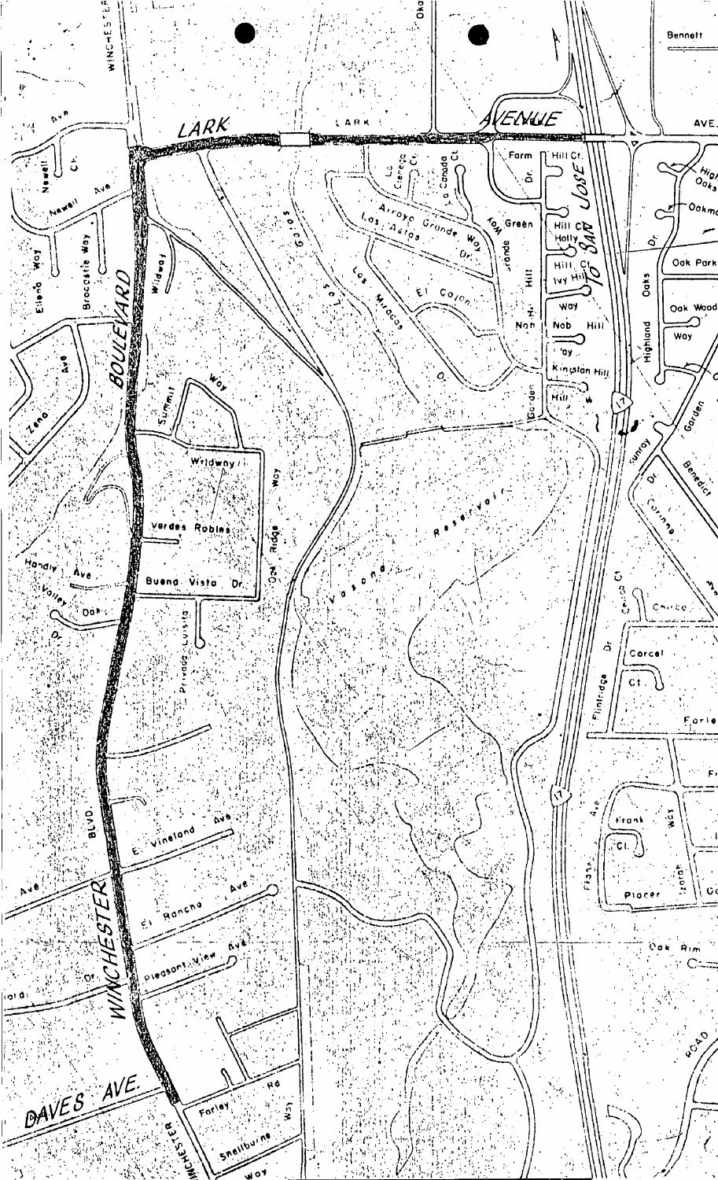LARK AVENUE

WINCHESTER BOULEVARD

DAVES AVE.

TO SAN JOSE

Vasona Reservoir

Los Gatos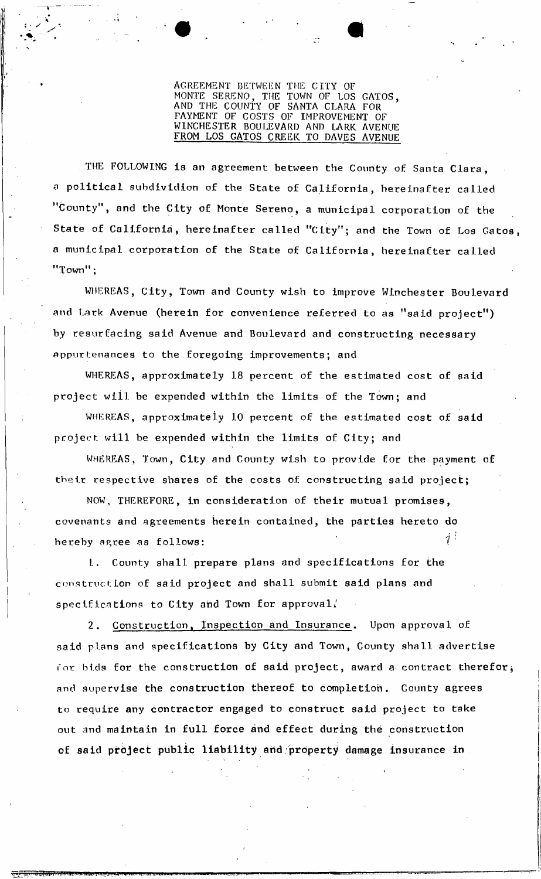AGREEMENT BETWEEN THE CITY OF MONTE SERENO, THE TOWN OF LOS GATOS, AND THE COUNTY OF SANTA CLARA FOR PAYMENT OF COSTS OF IMPROVEMENT OF WINCHESTER BOULEVARD AND LARK AVENUE FROM LOS GATOS CREEK TO DAVES AVENUE

THE FOLLOWING is an agreement between the County of Santa Clara, a political subdividion of the State of California, hereinafter called "County", and the City of Monte Sereno, a municipal corporation of the State of California, hereinafter called "City"; and the Town of Los Gatos, a municipal corporation of the State of California, hereinafter called "Town";

WHEREAS, City, Town and County wish to improve Winchester Boulevard and Lark Avenue (herein for convenience referred to as "said project") by resurfacing said Avenue and Boulevard and constructing necessary appurtenances to the foregoing improvements; and

WHEREAS, approximately 18 percent of the estimated cost of said project will be expended within the limits of the Town; and

WHEREAS, approximately 10 percent of the estimated cost of said project will be expended within the limits of City; and

WHEREAS, Town, City and County wish to provide for the payment of their respective shares of the costs of constructing said project;

NOW, THEREFORE, in consideration of their mutual promises, covenants and agreements herein contained, the parties hereto do hereby agree as follows:

1. County shall prepare plans and specifications for the construction of said project and shall submit said plans and specifications to City and Town for approval.

2. Construction, Inspection and Insurance. Upon approval of said plans and specifications by City and Town, County shall advertise for bids for the construction of said project, award a contract therefor, and supervise the construction thereof to completion. County agrees to require any contractor engaged to construct said project to take out and maintain in full force and effect during the construction of said project public liability and property damage insurance in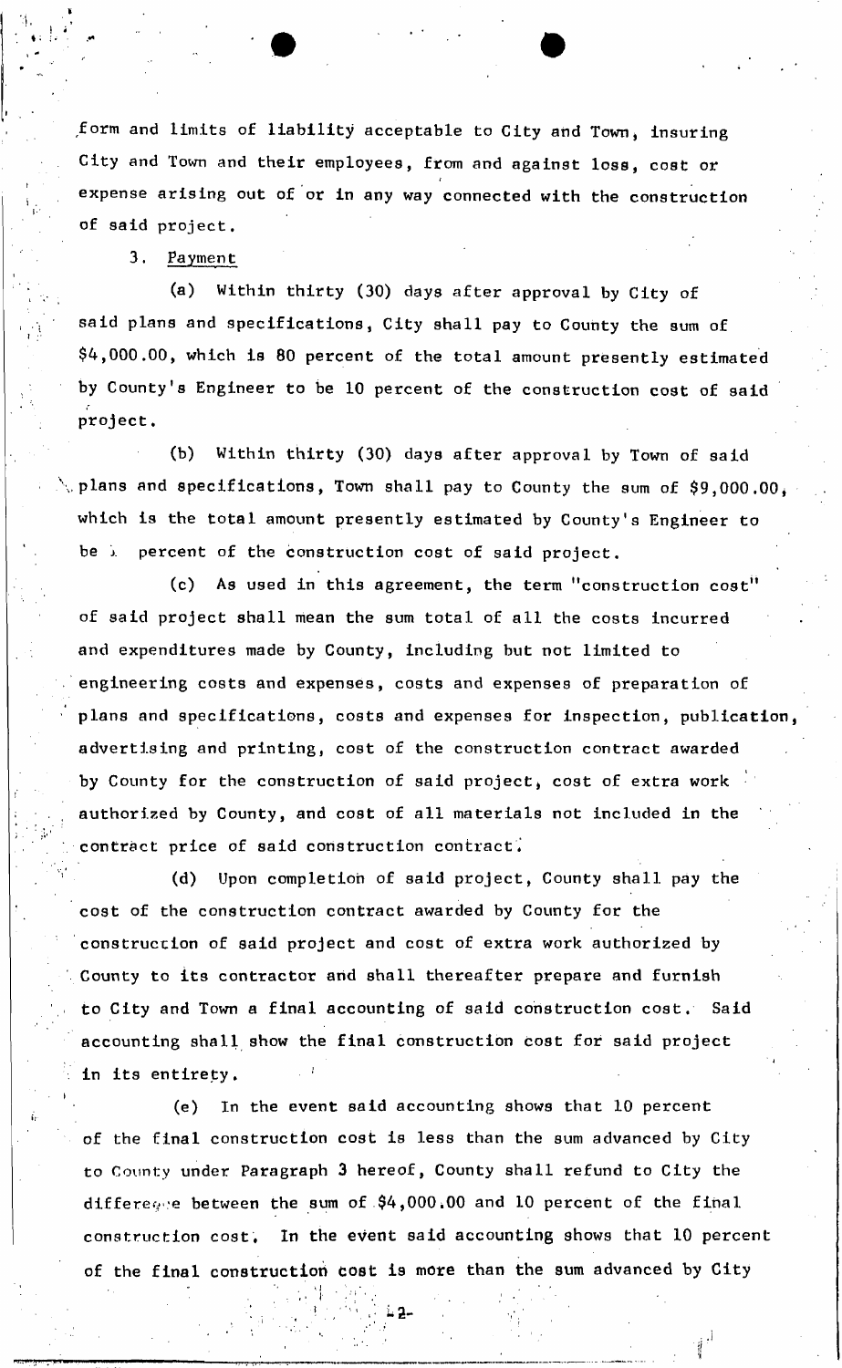form and limits of liability acceptable to City and Town, insuring City and Town and their employees, from and against loss, cost or expense arising out of or in any way connected with the construction of said project.

3. Payment

(a) Within thirty (30) days after approval by City of said plans and specifications, City shall pay to County the sum of $4,000.00, which is 80 percent of the total amount presently estimated by County's Engineer to be 10 percent of the construction cost of said project.

(b) Within thirty (30) days after approval by Town of said plans and specifications, Town shall pay to County the sum of $9,000.00, which is the total amount presently estimated by County's Engineer to be ⅕ percent of the construction cost of said project.

(c) As used in this agreement, the term "construction cost" of said project shall mean the sum total of all the costs incurred and expenditures made by County, including but not limited to engineering costs and expenses, costs and expenses of preparation of plans and specifications, costs and expenses for inspection, publication, advertising and printing, cost of the construction contract awarded by County for the construction of said project, cost of extra work authorized by County, and cost of all materials not included in the contract price of said construction contract.

(d) Upon completion of said project, County shall pay the cost of the construction contract awarded by County for the construction of said project and cost of extra work authorized by County to its contractor and shall thereafter prepare and furnish to City and Town a final accounting of said construction cost. Said accounting shall show the final construction cost for said project in its entirety.

(e) In the event said accounting shows that 10 percent of the final construction cost is less than the sum advanced by City to County under Paragraph 3 hereof, County shall refund to City the difference between the sum of $4,000.00 and 10 percent of the final construction cost. In the event said accounting shows that 10 percent of the final construction cost is more than the sum advanced by City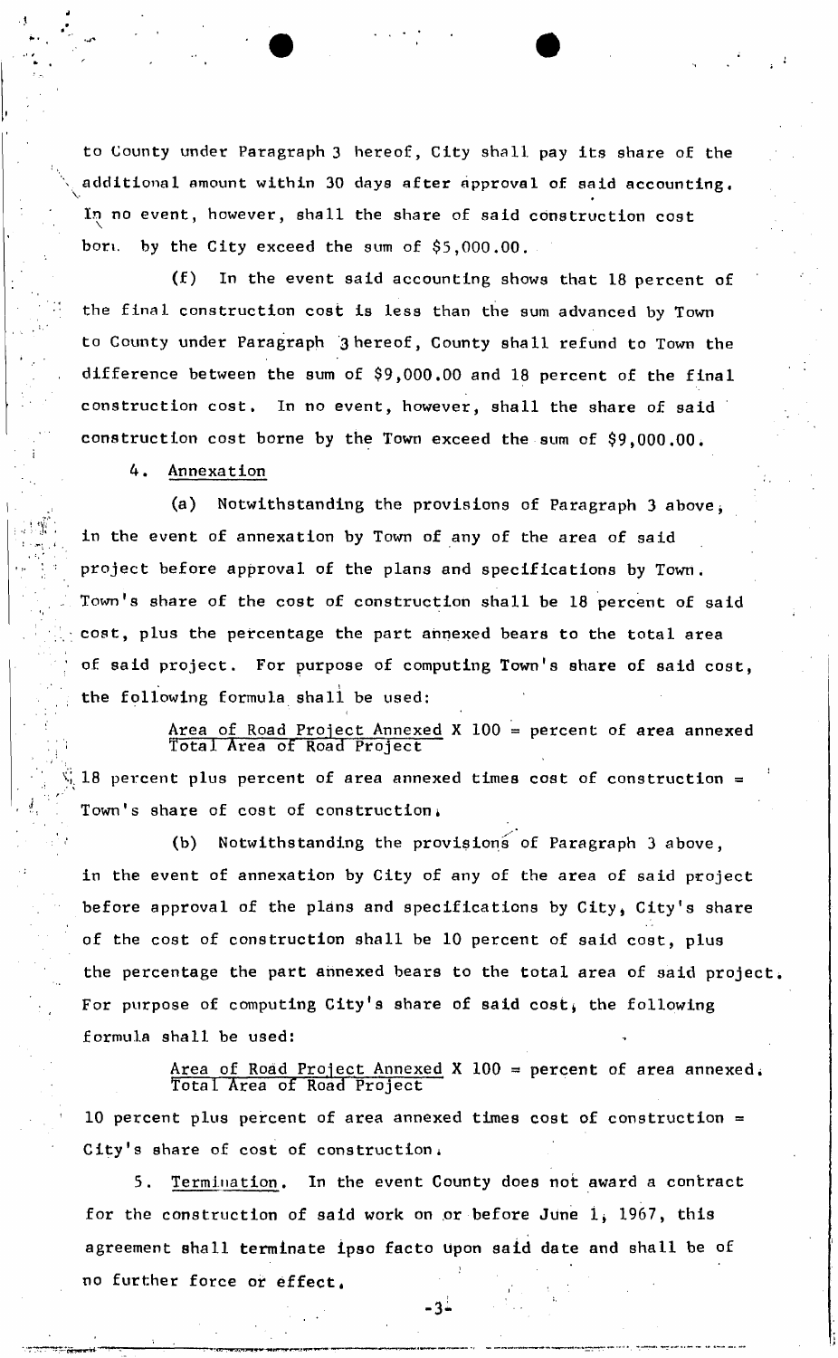to County under Paragraph 3 hereof, City shall pay its share of the additional amount within 30 days after approval of said accounting. In no event, however, shall the share of said construction cost born by the City exceed the sum of $5,000.00.

(f) In the event said accounting shows that 18 percent of the final construction cost is less than the sum advanced by Town to County under Paragraph 3 hereof, County shall refund to Town the difference between the sum of $9,000.00 and 18 percent of the final construction cost. In no event, however, shall the share of said construction cost borne by the Town exceed the sum of $9,000.00.

4. Annexation

(a) Notwithstanding the provisions of Paragraph 3 above, in the event of annexation by Town of any of the area of said project before approval of the plans and specifications by Town. Town's share of the cost of construction shall be 18 percent of said cost, plus the percentage the part annexed bears to the total area of said project. For purpose of computing Town's share of said cost, the following formula shall be used:

$$\frac{\text{Area of Road Project Annexed}}{\text{Total Area of Road Project}} \times 100 = \text{percent of area annexed}$$

18 percent plus percent of area annexed times cost of construction = Town's share of cost of construction.

(b) Notwithstanding the provisions of Paragraph 3 above, in the event of annexation by City of any of the area of said project before approval of the plans and specifications by City, City's share of the cost of construction shall be 10 percent of said cost, plus the percentage the part annexed bears to the total area of said project. For purpose of computing City's share of said cost, the following formula shall be used:

$$\frac{\text{Area of Road Project Annexed}}{\text{Total Area of Road Project}} \times 100 = \text{percent of area annexed.}$$

10 percent plus percent of area annexed times cost of construction = City's share of cost of construction.

5. Termination. In the event County does not award a contract for the construction of said work on or before June 1, 1967, this agreement shall terminate ipso facto upon said date and shall be of no further force or effect.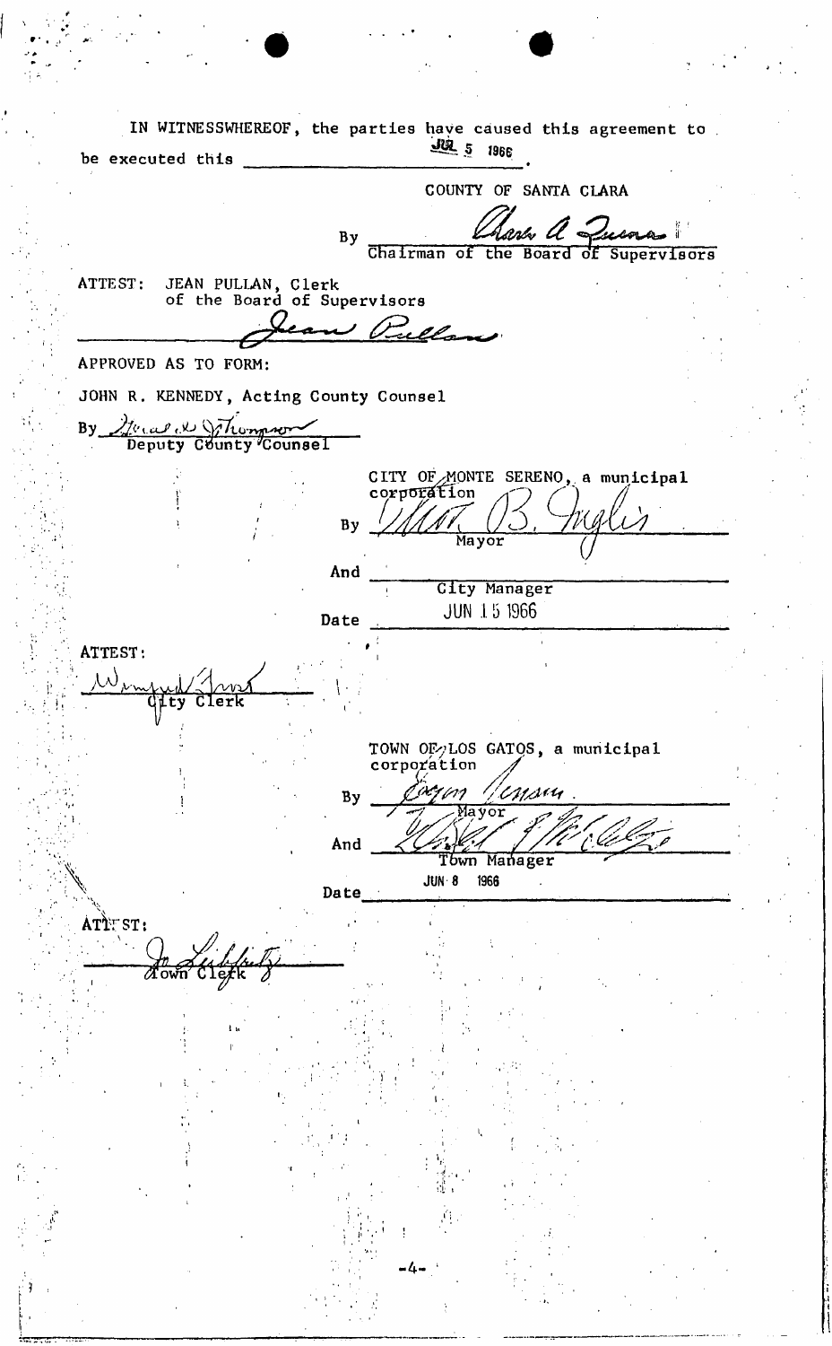IN WITNESSWHEREOF, the parties have caused this agreement to be executed this JUL 5 1966.

COUNTY OF SANTA CLARA

By ______________________
Chairman of the Board of Supervisors

ATTEST: JEAN PULLAN, Clerk
of the Board of Supervisors

Jean Pullan

APPROVED AS TO FORM:

JOHN R. KENNEDY, Acting County Counsel

By ______________________
Deputy County Counsel

CITY OF MONTE SERENO, a municipal corporation

By ______________________
Mayor

And ______________________
City Manager

Date JUN 15 1966

ATTEST:

______________________
City Clerk

TOWN OF LOS GATOS, a municipal corporation

By ______________________
Mayor

And ______________________
Town Manager

Date JUN 8 1966

ATTEST:

______________________
Town Clerk